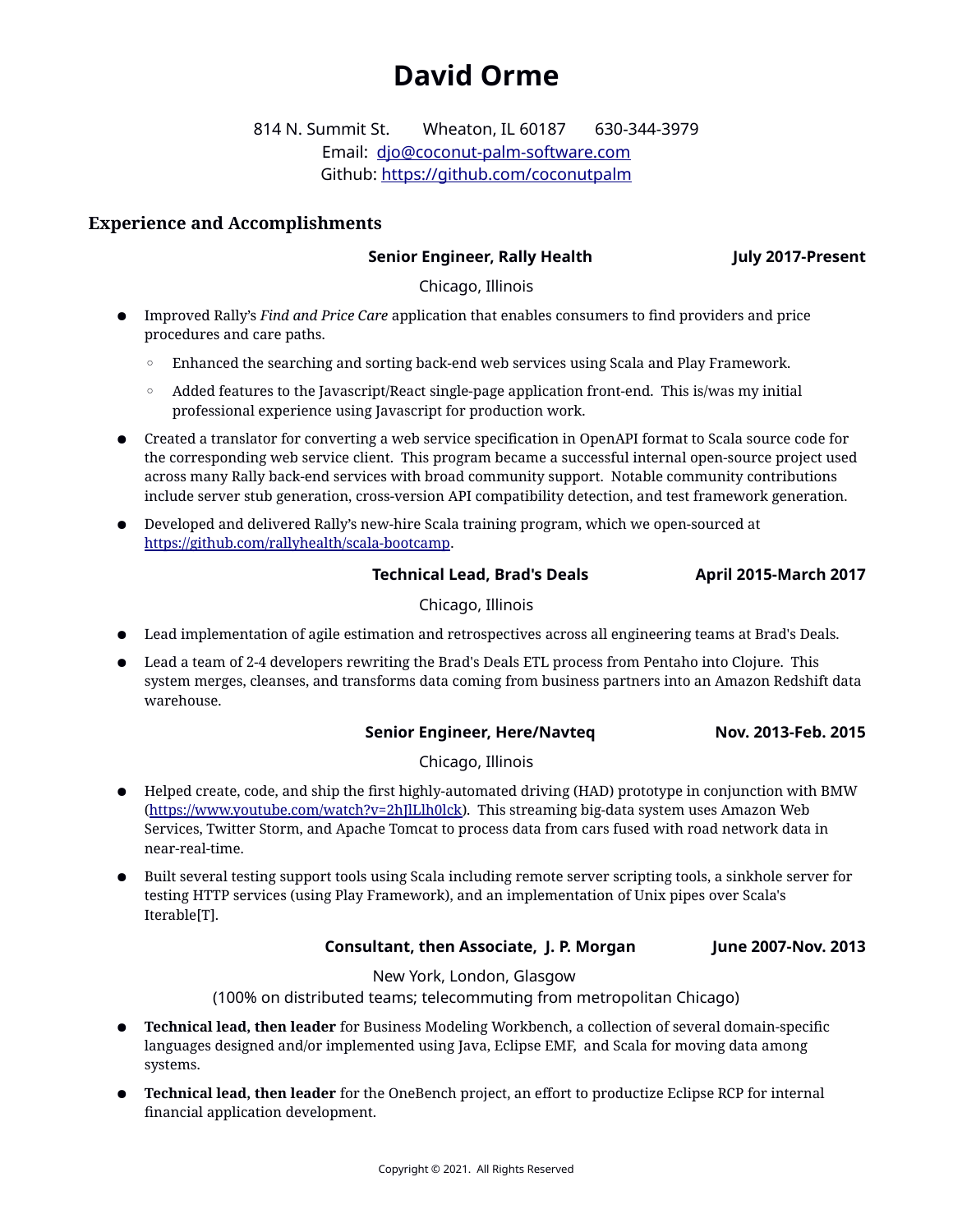# David Orme

814 N. Summit St. Wheaton, IL 60187 630-344-3979
Email: [djo@coconut-palm-software.com](mailto:djo@coconut-palm-software.com)
Github: [https://github.com/coconutpalm](https://github.com/coconutpalm)

## Experience and Accomplishments

**Senior Engineer, Rally Health** **July 2017-Present**

Chicago, Illinois

- Improved Rally's *Find and Price Care* application that enables consumers to find providers and price procedures and care paths.
    - Enhanced the searching and sorting back-end web services using Scala and Play Framework.
    - Added features to the Javascript/React single-page application front-end. This is/was my initial professional experience using Javascript for production work.
- Created a translator for converting a web service specification in OpenAPI format to Scala source code for the corresponding web service client. This program became a successful internal open-source project used across many Rally back-end services with broad community support. Notable community contributions include server stub generation, cross-version API compatibility detection, and test framework generation.
- Developed and delivered Rally's new-hire Scala training program, which we open-sourced at [https://github.com/rallyhealth/scala-bootcamp](https://github.com/rallyhealth/scala-bootcamp).

**Technical Lead, Brad's Deals** **April 2015-March 2017**

Chicago, Illinois

- Lead implementation of agile estimation and retrospectives across all engineering teams at Brad's Deals.
- Lead a team of 2-4 developers rewriting the Brad's Deals ETL process from Pentaho into Clojure. This system merges, cleanses, and transforms data coming from business partners into an Amazon Redshift data warehouse.

**Senior Engineer, Here/Navteq** **Nov. 2013-Feb. 2015**

Chicago, Illinois

- Helped create, code, and ship the first highly-automated driving (HAD) prototype in conjunction with BMW ([https://www.youtube.com/watch?v=2hJlLlh0lck](https://www.youtube.com/watch?v=2hJlLlh0lck)). This streaming big-data system uses Amazon Web Services, Twitter Storm, and Apache Tomcat to process data from cars fused with road network data in near-real-time.
- Built several testing support tools using Scala including remote server scripting tools, a sinkhole server for testing HTTP services (using Play Framework), and an implementation of Unix pipes over Scala's Iterable[T].

**Consultant, then Associate, J. P. Morgan** **June 2007-Nov. 2013**

New York, London, Glasgow
(100% on distributed teams; telecommuting from metropolitan Chicago)

- **Technical lead, then leader** for Business Modeling Workbench, a collection of several domain-specific languages designed and/or implemented using Java, Eclipse EMF, and Scala for moving data among systems.
- **Technical lead, then leader** for the OneBench project, an effort to productize Eclipse RCP for internal financial application development.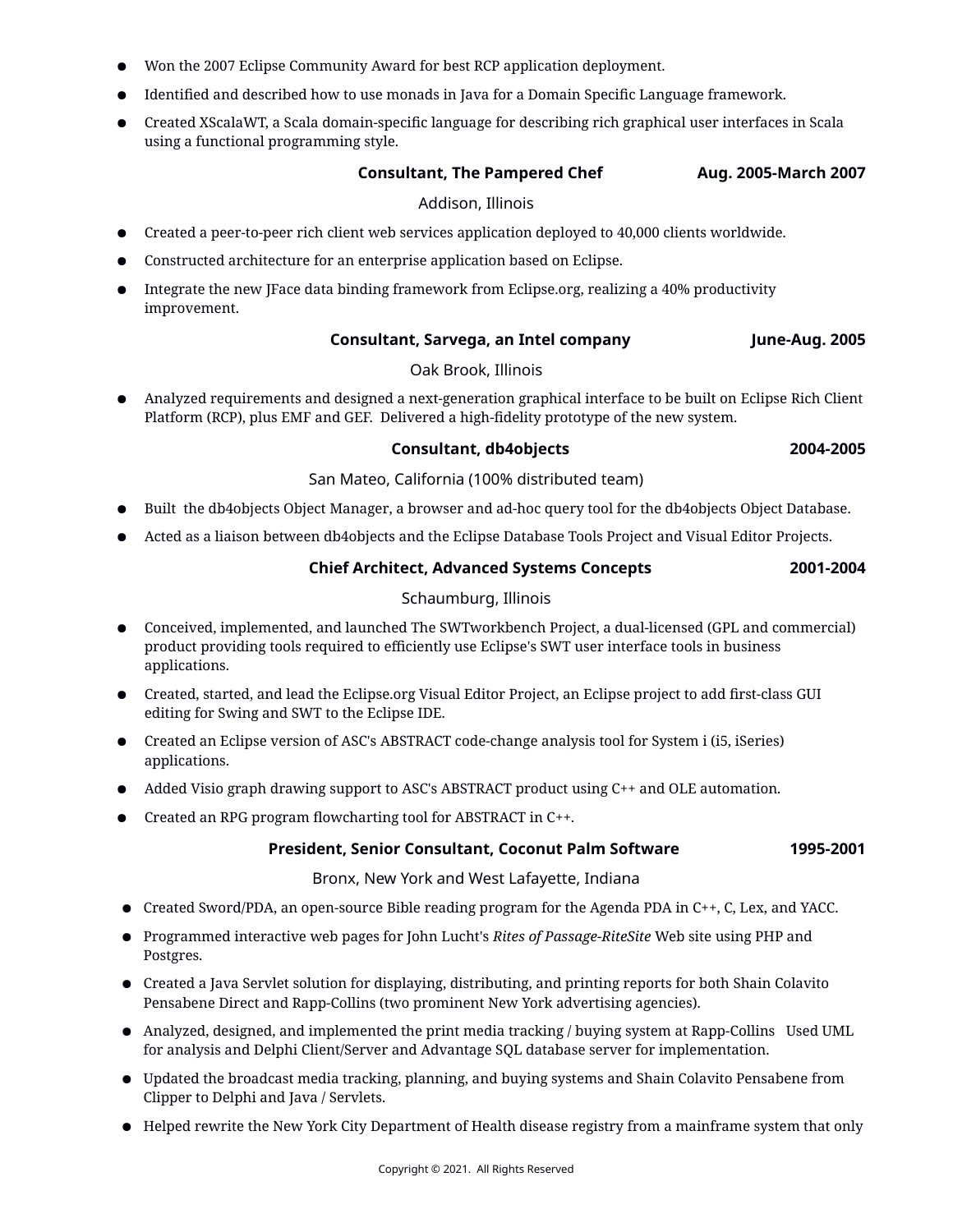- Won the 2007 Eclipse Community Award for best RCP application deployment.
- Identified and described how to use monads in Java for a Domain Specific Language framework.
- Created XScalaWT, a Scala domain-specific language for describing rich graphical user interfaces in Scala using a functional programming style.

**Consultant, The Pampered Chef** **Aug. 2005-March 2007**

Addison, Illinois

- Created a peer-to-peer rich client web services application deployed to 40,000 clients worldwide.
- Constructed architecture for an enterprise application based on Eclipse.
- Integrate the new JFace data binding framework from Eclipse.org, realizing a 40% productivity improvement.

**Consultant, Sarvega, an Intel company** **June-Aug. 2005**

Oak Brook, Illinois

- Analyzed requirements and designed a next-generation graphical interface to be built on Eclipse Rich Client Platform (RCP), plus EMF and GEF. Delivered a high-fidelity prototype of the new system.

**Consultant, db4objects** **2004-2005**

San Mateo, California (100% distributed team)

- Built the db4objects Object Manager, a browser and ad-hoc query tool for the db4objects Object Database.
- Acted as a liaison between db4objects and the Eclipse Database Tools Project and Visual Editor Projects.

**Chief Architect, Advanced Systems Concepts** **2001-2004**

Schaumburg, Illinois

- Conceived, implemented, and launched The SWTworkbench Project, a dual-licensed (GPL and commercial) product providing tools required to efficiently use Eclipse's SWT user interface tools in business applications.
- Created, started, and lead the Eclipse.org Visual Editor Project, an Eclipse project to add first-class GUI editing for Swing and SWT to the Eclipse IDE.
- Created an Eclipse version of ASC's ABSTRACT code-change analysis tool for System i (i5, iSeries) applications.
- Added Visio graph drawing support to ASC's ABSTRACT product using C++ and OLE automation.
- Created an RPG program flowcharting tool for ABSTRACT in C++.

**President, Senior Consultant, Coconut Palm Software** **1995-2001**

Bronx, New York and West Lafayette, Indiana

- Created Sword/PDA, an open-source Bible reading program for the Agenda PDA in C++, C, Lex, and YACC.
- Programmed interactive web pages for John Lucht's *Rites of Passage-RiteSite* Web site using PHP and Postgres.
- Created a Java Servlet solution for displaying, distributing, and printing reports for both Shain Colavito Pensabene Direct and Rapp-Collins (two prominent New York advertising agencies).
- Analyzed, designed, and implemented the print media tracking / buying system at Rapp-Collins Used UML for analysis and Delphi Client/Server and Advantage SQL database server for implementation.
- Updated the broadcast media tracking, planning, and buying systems and Shain Colavito Pensabene from Clipper to Delphi and Java / Servlets.
- Helped rewrite the New York City Department of Health disease registry from a mainframe system that only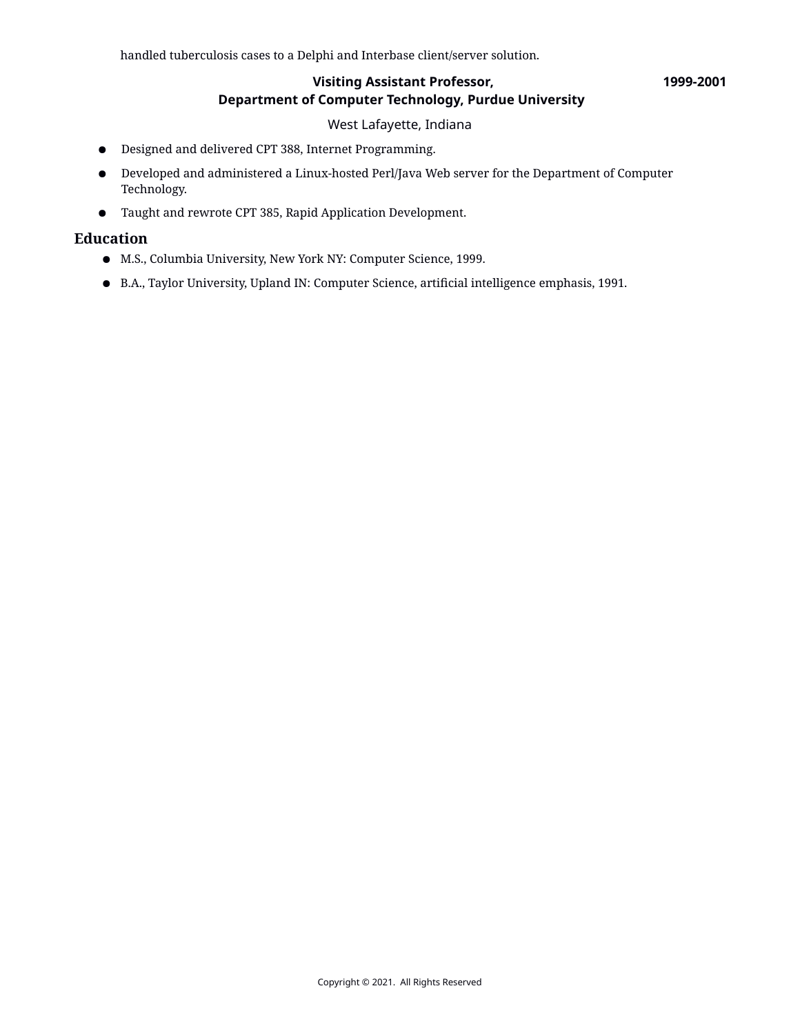handled tuberculosis cases to a Delphi and Interbase client/server solution.

**Visiting Assistant Professor, Department of Computer Technology, Purdue University** **1999-2001**

West Lafayette, Indiana

- Designed and delivered CPT 388, Internet Programming.
- Developed and administered a Linux-hosted Perl/Java Web server for the Department of Computer Technology.
- Taught and rewrote CPT 385, Rapid Application Development.

## Education

- M.S., Columbia University, New York NY: Computer Science, 1999.
- B.A., Taylor University, Upland IN: Computer Science, artificial intelligence emphasis, 1991.

Copyright © 2021. All Rights Reserved